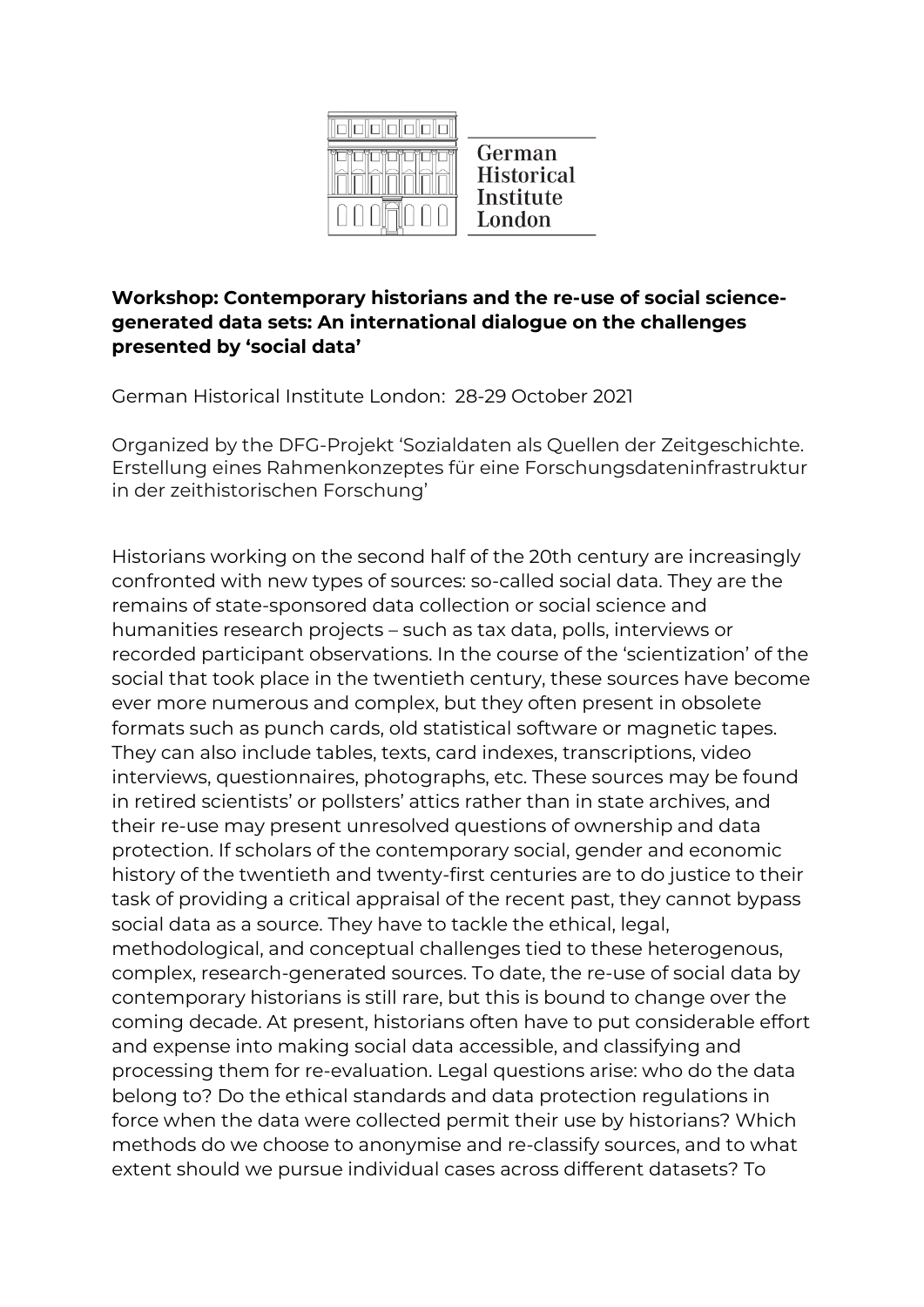German Historical Institute London

**Workshop: Contemporary historians and the re-use of social science-generated data sets: An international dialogue on the challenges presented by 'social data'**

German Historical Institute London: 28-29 October 2021

Organized by the DFG-Projekt 'Sozialdaten als Quellen der Zeitgeschichte. Erstellung eines Rahmenkonzeptes für eine Forschungsdateninfrastruktur in der zeithistorischen Forschung'

Historians working on the second half of the 20th century are increasingly confronted with new types of sources: so-called social data. They are the remains of state-sponsored data collection or social science and humanities research projects – such as tax data, polls, interviews or recorded participant observations. In the course of the 'scientization' of the social that took place in the twentieth century, these sources have become ever more numerous and complex, but they often present in obsolete formats such as punch cards, old statistical software or magnetic tapes. They can also include tables, texts, card indexes, transcriptions, video interviews, questionnaires, photographs, etc. These sources may be found in retired scientists' or pollsters' attics rather than in state archives, and their re-use may present unresolved questions of ownership and data protection. If scholars of the contemporary social, gender and economic history of the twentieth and twenty-first centuries are to do justice to their task of providing a critical appraisal of the recent past, they cannot bypass social data as a source. They have to tackle the ethical, legal, methodological, and conceptual challenges tied to these heterogenous, complex, research-generated sources. To date, the re-use of social data by contemporary historians is still rare, but this is bound to change over the coming decade. At present, historians often have to put considerable effort and expense into making social data accessible, and classifying and processing them for re-evaluation. Legal questions arise: who do the data belong to? Do the ethical standards and data protection regulations in force when the data were collected permit their use by historians? Which methods do we choose to anonymise and re-classify sources, and to what extent should we pursue individual cases across different datasets? To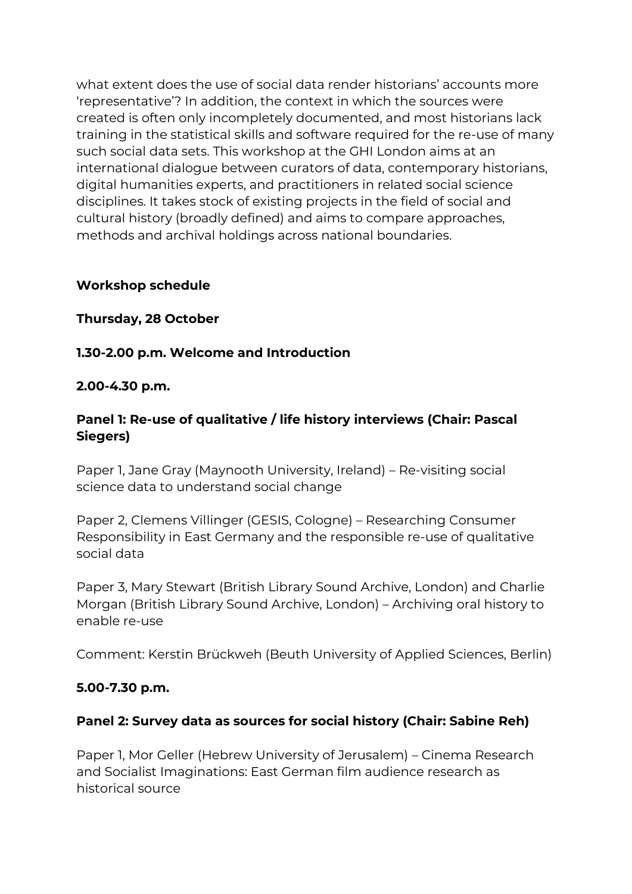what extent does the use of social data render historians' accounts more 'representative'? In addition, the context in which the sources were created is often only incompletely documented, and most historians lack training in the statistical skills and software required for the re-use of many such social data sets. This workshop at the GHI London aims at an international dialogue between curators of data, contemporary historians, digital humanities experts, and practitioners in related social science disciplines. It takes stock of existing projects in the field of social and cultural history (broadly defined) and aims to compare approaches, methods and archival holdings across national boundaries.

**Workshop schedule**

**Thursday, 28 October**

**1.30-2.00 p.m. Welcome and Introduction**

**2.00-4.30 p.m.**

**Panel 1: Re-use of qualitative / life history interviews (Chair: Pascal Siegers)**

Paper 1, Jane Gray (Maynooth University, Ireland) – Re-visiting social science data to understand social change

Paper 2, Clemens Villinger (GESIS, Cologne) – Researching Consumer Responsibility in East Germany and the responsible re-use of qualitative social data

Paper 3, Mary Stewart (British Library Sound Archive, London) and Charlie Morgan (British Library Sound Archive, London) – Archiving oral history to enable re-use

Comment: Kerstin Brückweh (Beuth University of Applied Sciences, Berlin)

**5.00-7.30 p.m.**

**Panel 2: Survey data as sources for social history (Chair: Sabine Reh)**

Paper 1, Mor Geller (Hebrew University of Jerusalem) – Cinema Research and Socialist Imaginations: East German film audience research as historical source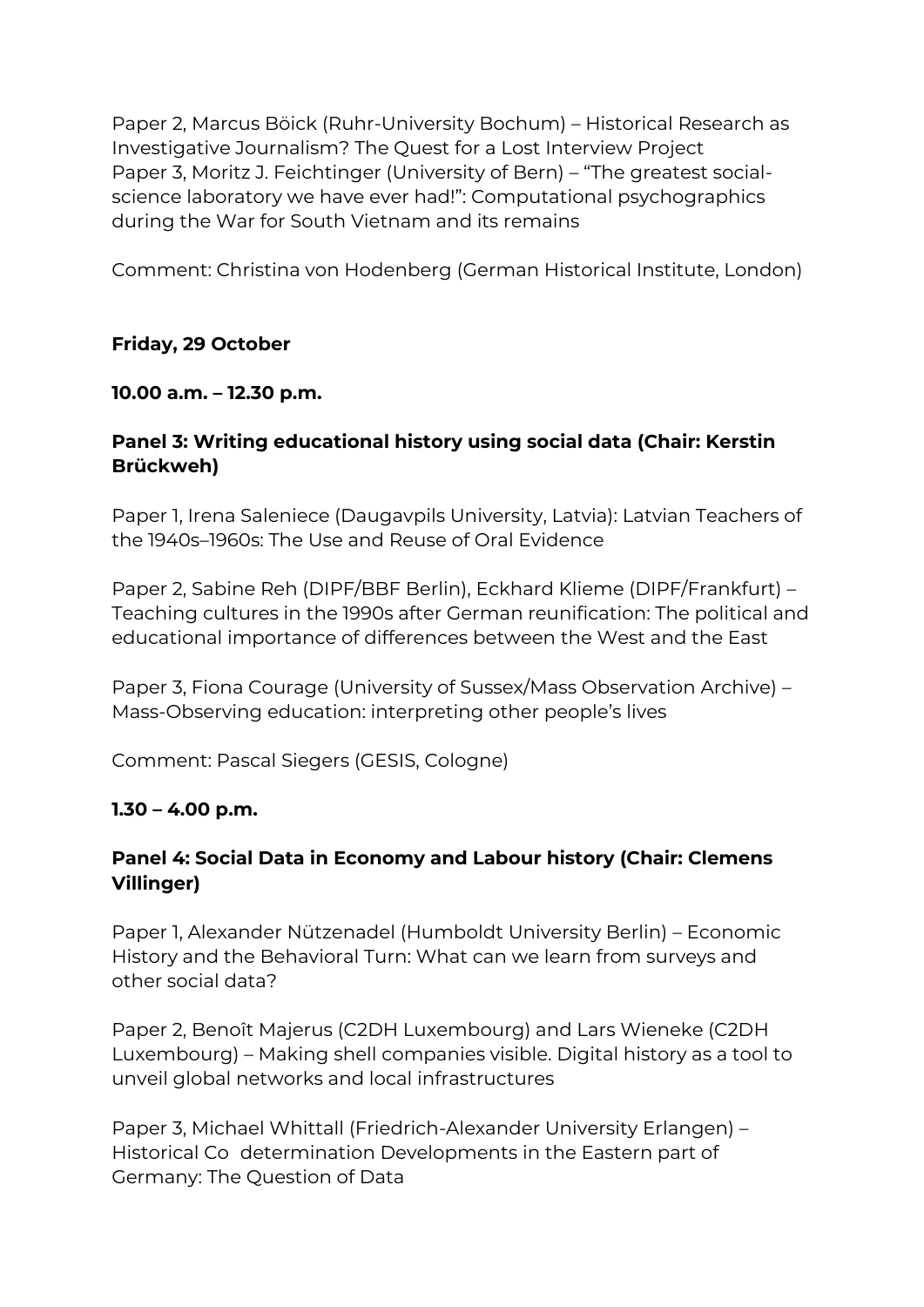Paper 2, Marcus Böick (Ruhr-University Bochum) – Historical Research as Investigative Journalism? The Quest for a Lost Interview Project
Paper 3, Moritz J. Feichtinger (University of Bern) – "The greatest social-science laboratory we have ever had!": Computational psychographics during the War for South Vietnam and its remains

Comment: Christina von Hodenberg (German Historical Institute, London)

**Friday, 29 October**

**10.00 a.m. – 12.30 p.m.**

**Panel 3: Writing educational history using social data (Chair: Kerstin Brückweh)**

Paper 1, Irena Saleniece (Daugavpils University, Latvia): Latvian Teachers of the 1940s–1960s: The Use and Reuse of Oral Evidence

Paper 2, Sabine Reh (DIPF/BBF Berlin), Eckhard Klieme (DIPF/Frankfurt) – Teaching cultures in the 1990s after German reunification: The political and educational importance of differences between the West and the East

Paper 3, Fiona Courage (University of Sussex/Mass Observation Archive) – Mass-Observing education: interpreting other people's lives

Comment: Pascal Siegers (GESIS, Cologne)

**1.30 – 4.00 p.m.**

**Panel 4: Social Data in Economy and Labour history (Chair: Clemens Villinger)**

Paper 1, Alexander Nützenadel (Humboldt University Berlin) – Economic History and the Behavioral Turn: What can we learn from surveys and other social data?

Paper 2, Benoît Majerus (C2DH Luxembourg) and Lars Wieneke (C2DH Luxembourg) – Making shell companies visible. Digital history as a tool to unveil global networks and local infrastructures

Paper 3, Michael Whittall (Friedrich-Alexander University Erlangen) – Historical Co determination Developments in the Eastern part of Germany: The Question of Data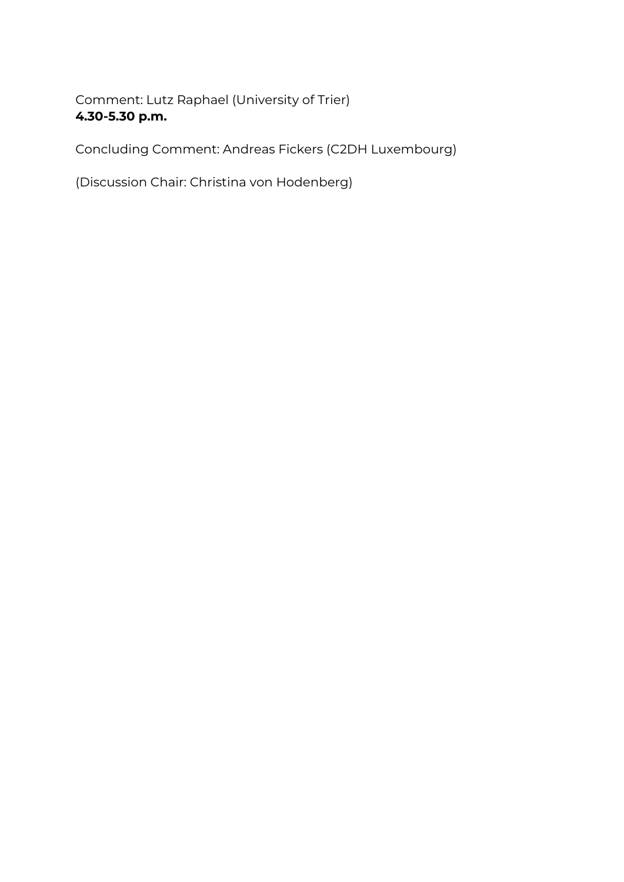Comment: Lutz Raphael (University of Trier)
**4.30-5.30 p.m.**

Concluding Comment: Andreas Fickers (C2DH Luxembourg)

(Discussion Chair: Christina von Hodenberg)